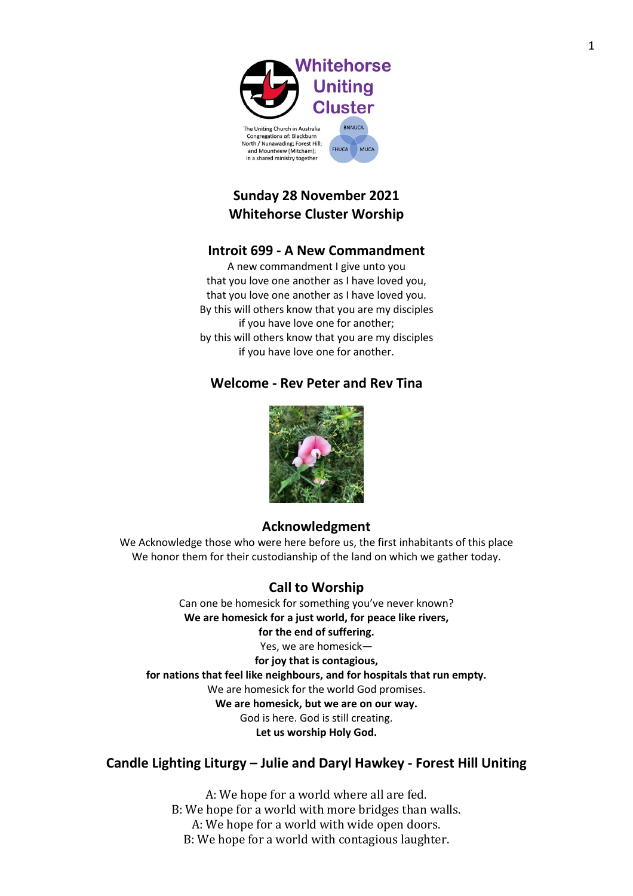Whitehorse Uniting Cluster

The Uniting Church in Australia Congregations of: Blackburn North / Nunawading; Forest Hill; and Mountview (Mitcham); in a shared ministry together

BNNUCA FHUCA MUCA

## Sunday 28 November 2021
## Whitehorse Cluster Worship

### Introit 699 - A New Commandment

A new commandment I give unto you
that you love one another as I have loved you,
that you love one another as I have loved you.
By this will others know that you are my disciples
if you have love one for another;
by this will others know that you are my disciples
if you have love one for another.

### Welcome - Rev Peter and Rev Tina

### Acknowledgment

We Acknowledge those who were here before us, the first inhabitants of this place
We honor them for their custodianship of the land on which we gather today.

### Call to Worship

Can one be homesick for something you've never known?
**We are homesick for a just world, for peace like rivers,**
**for the end of suffering.**
Yes, we are homesick—
**for joy that is contagious,**
**for nations that feel like neighbours, and for hospitals that run empty.**
We are homesick for the world God promises.
**We are homesick, but we are on our way.**
God is here. God is still creating.
**Let us worship Holy God.**

### Candle Lighting Liturgy – Julie and Daryl Hawkey - Forest Hill Uniting

A: We hope for a world where all are fed.
B: We hope for a world with more bridges than walls.
A: We hope for a world with wide open doors.
B: We hope for a world with contagious laughter.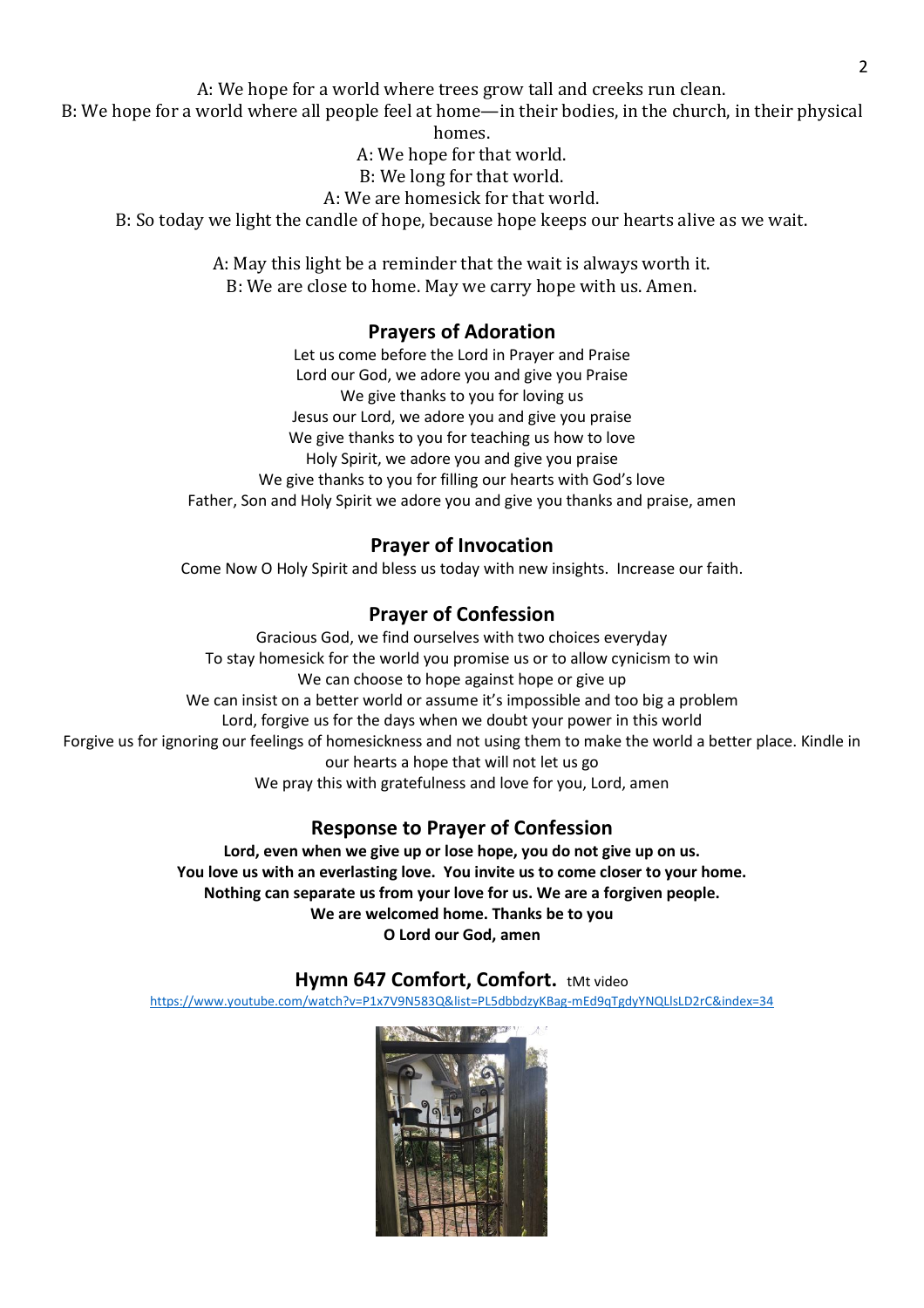A: We hope for a world where trees grow tall and creeks run clean.
B: We hope for a world where all people feel at home—in their bodies, in the church, in their physical homes.
A: We hope for that world.
B: We long for that world.
A: We are homesick for that world.
B: So today we light the candle of hope, because hope keeps our hearts alive as we wait.

A: May this light be a reminder that the wait is always worth it.
B: We are close to home. May we carry hope with us. Amen.

## Prayers of Adoration

Let us come before the Lord in Prayer and Praise
Lord our God, we adore you and give you Praise
We give thanks to you for loving us
Jesus our Lord, we adore you and give you praise
We give thanks to you for teaching us how to love
Holy Spirit, we adore you and give you praise
We give thanks to you for filling our hearts with God's love
Father, Son and Holy Spirit we adore you and give you thanks and praise, amen

## Prayer of Invocation

Come Now O Holy Spirit and bless us today with new insights. Increase our faith.

## Prayer of Confession

Gracious God, we find ourselves with two choices everyday
To stay homesick for the world you promise us or to allow cynicism to win
We can choose to hope against hope or give up
We can insist on a better world or assume it's impossible and too big a problem
Lord, forgive us for the days when we doubt your power in this world
Forgive us for ignoring our feelings of homesickness and not using them to make the world a better place. Kindle in our hearts a hope that will not let us go
We pray this with gratefulness and love for you, Lord, amen

## Response to Prayer of Confession

**Lord, even when we give up or lose hope, you do not give up on us.**
**You love us with an everlasting love. You invite us to come closer to your home.**
**Nothing can separate us from your love for us. We are a forgiven people.**
**We are welcomed home. Thanks be to you**
**O Lord our God, amen**

## Hymn 647 Comfort, Comfort. tMt video

https://www.youtube.com/watch?v=P1x7V9N583Q&list=PL5dbbdzyKBag-mEd9qTgdyYNQLlsLD2rC&index=34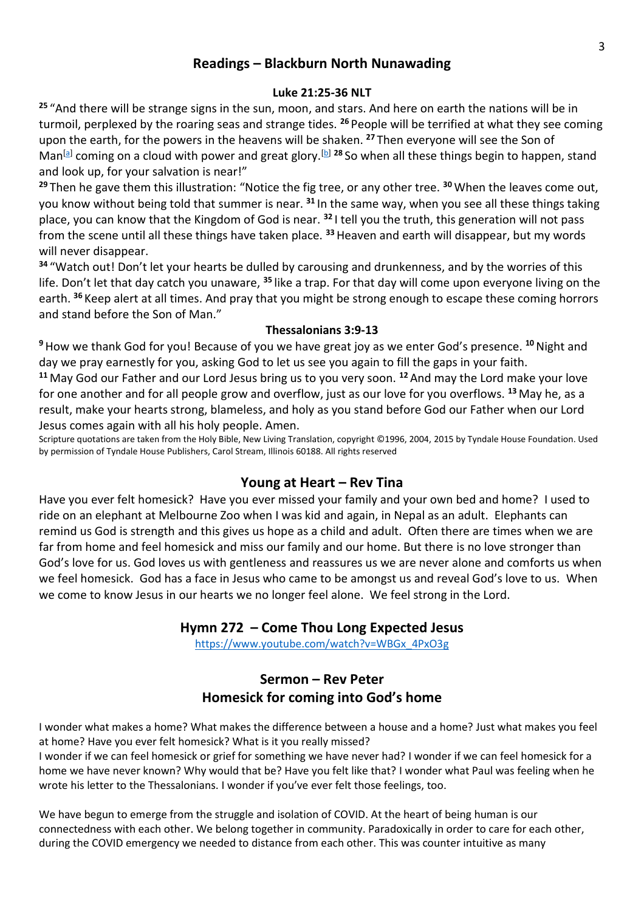## Readings – Blackburn North Nunawading

### Luke 21:25-36 NLT

[25] "And there will be strange signs in the sun, moon, and stars. And here on earth the nations will be in turmoil, perplexed by the roaring seas and strange tides. [26] People will be terrified at what they see coming upon the earth, for the powers in the heavens will be shaken. [27] Then everyone will see the Son of Man[a] coming on a cloud with power and great glory.[b] [28] So when all these things begin to happen, stand and look up, for your salvation is near!"

[29] Then he gave them this illustration: "Notice the fig tree, or any other tree. [30] When the leaves come out, you know without being told that summer is near. [31] In the same way, when you see all these things taking place, you can know that the Kingdom of God is near. [32] I tell you the truth, this generation will not pass from the scene until all these things have taken place. [33] Heaven and earth will disappear, but my words will never disappear.

[34] "Watch out! Don't let your hearts be dulled by carousing and drunkenness, and by the worries of this life. Don't let that day catch you unaware, [35] like a trap. For that day will come upon everyone living on the earth. [36] Keep alert at all times. And pray that you might be strong enough to escape these coming horrors and stand before the Son of Man."

### Thessalonians 3:9-13

[9] How we thank God for you! Because of you we have great joy as we enter God's presence. [10] Night and day we pray earnestly for you, asking God to let us see you again to fill the gaps in your faith.

[11] May God our Father and our Lord Jesus bring us to you very soon. [12] And may the Lord make your love for one another and for all people grow and overflow, just as our love for you overflows. [13] May he, as a result, make your hearts strong, blameless, and holy as you stand before God our Father when our Lord Jesus comes again with all his holy people. Amen.

Scripture quotations are taken from the Holy Bible, New Living Translation, copyright ©1996, 2004, 2015 by Tyndale House Foundation. Used by permission of Tyndale House Publishers, Carol Stream, Illinois 60188. All rights reserved

## Young at Heart – Rev Tina

Have you ever felt homesick? Have you ever missed your family and your own bed and home? I used to ride on an elephant at Melbourne Zoo when I was kid and again, in Nepal as an adult. Elephants can remind us God is strength and this gives us hope as a child and adult. Often there are times when we are far from home and feel homesick and miss our family and our home. But there is no love stronger than God's love for us. God loves us with gentleness and reassures us we are never alone and comforts us when we feel homesick. God has a face in Jesus who came to be amongst us and reveal God's love to us. When we come to know Jesus in our hearts we no longer feel alone. We feel strong in the Lord.

## Hymn 272 – Come Thou Long Expected Jesus

https://www.youtube.com/watch?v=WBGx_4PxO3g

## Sermon – Rev Peter
## Homesick for coming into God's home

I wonder what makes a home? What makes the difference between a house and a home? Just what makes you feel at home? Have you ever felt homesick? What is it you really missed?

I wonder if we can feel homesick or grief for something we have never had? I wonder if we can feel homesick for a home we have never known? Why would that be? Have you felt like that? I wonder what Paul was feeling when he wrote his letter to the Thessalonians. I wonder if you've ever felt those feelings, too.

We have begun to emerge from the struggle and isolation of COVID. At the heart of being human is our connectedness with each other. We belong together in community. Paradoxically in order to care for each other, during the COVID emergency we needed to distance from each other. This was counter intuitive as many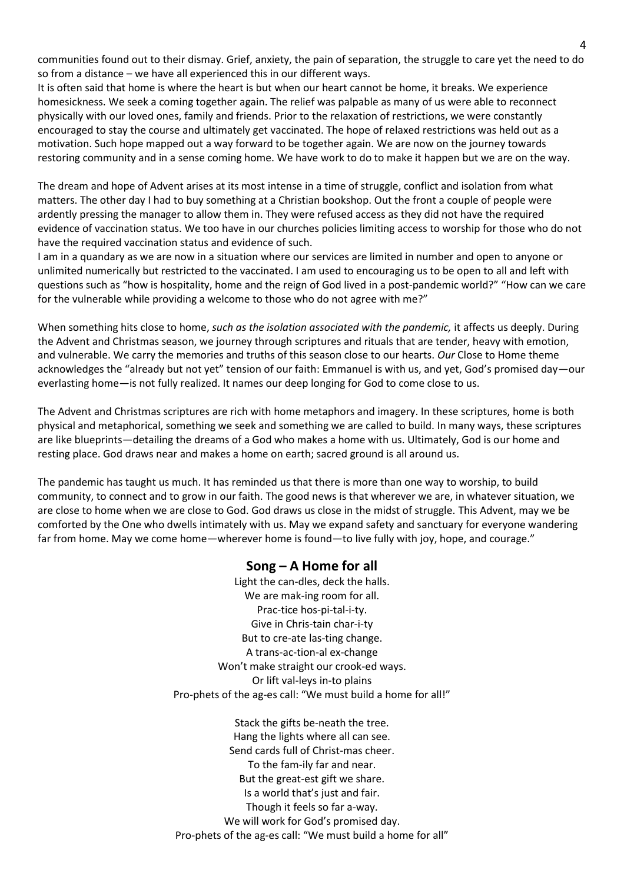communities found out to their dismay. Grief, anxiety, the pain of separation, the struggle to care yet the need to do so from a distance – we have all experienced this in our different ways.

It is often said that home is where the heart is but when our heart cannot be home, it breaks. We experience homesickness. We seek a coming together again. The relief was palpable as many of us were able to reconnect physically with our loved ones, family and friends. Prior to the relaxation of restrictions, we were constantly encouraged to stay the course and ultimately get vaccinated. The hope of relaxed restrictions was held out as a motivation. Such hope mapped out a way forward to be together again. We are now on the journey towards restoring community and in a sense coming home. We have work to do to make it happen but we are on the way.

The dream and hope of Advent arises at its most intense in a time of struggle, conflict and isolation from what matters. The other day I had to buy something at a Christian bookshop. Out the front a couple of people were ardently pressing the manager to allow them in. They were refused access as they did not have the required evidence of vaccination status. We too have in our churches policies limiting access to worship for those who do not have the required vaccination status and evidence of such.

I am in a quandary as we are now in a situation where our services are limited in number and open to anyone or unlimited numerically but restricted to the vaccinated. I am used to encouraging us to be open to all and left with questions such as "how is hospitality, home and the reign of God lived in a post-pandemic world?" "How can we care for the vulnerable while providing a welcome to those who do not agree with me?"

When something hits close to home, *such as the isolation associated with the pandemic,* it affects us deeply. During the Advent and Christmas season, we journey through scriptures and rituals that are tender, heavy with emotion, and vulnerable. We carry the memories and truths of this season close to our hearts. *Our* Close to Home theme acknowledges the "already but not yet" tension of our faith: Emmanuel is with us, and yet, God's promised day—our everlasting home—is not fully realized. It names our deep longing for God to come close to us.

The Advent and Christmas scriptures are rich with home metaphors and imagery. In these scriptures, home is both physical and metaphorical, something we seek and something we are called to build. In many ways, these scriptures are like blueprints—detailing the dreams of a God who makes a home with us. Ultimately, God is our home and resting place. God draws near and makes a home on earth; sacred ground is all around us.

The pandemic has taught us much. It has reminded us that there is more than one way to worship, to build community, to connect and to grow in our faith. The good news is that wherever we are, in whatever situation, we are close to home when we are close to God. God draws us close in the midst of struggle. This Advent, may we be comforted by the One who dwells intimately with us. May we expand safety and sanctuary for everyone wandering far from home. May we come home—wherever home is found—to live fully with joy, hope, and courage."

## Song – A Home for all

Light the can-dles, deck the halls.
We are mak-ing room for all.
Prac-tice hos-pi-tal-i-ty.
Give in Chris-tain char-i-ty
But to cre-ate las-ting change.
A trans-ac-tion-al ex-change
Won't make straight our crook-ed ways.
Or lift val-leys in-to plains
Pro-phets of the ag-es call: "We must build a home for all!"

Stack the gifts be-neath the tree.
Hang the lights where all can see.
Send cards full of Christ-mas cheer.
To the fam-ily far and near.
But the great-est gift we share.
Is a world that's just and fair.
Though it feels so far a-way.
We will work for God's promised day.
Pro-phets of the ag-es call: "We must build a home for all"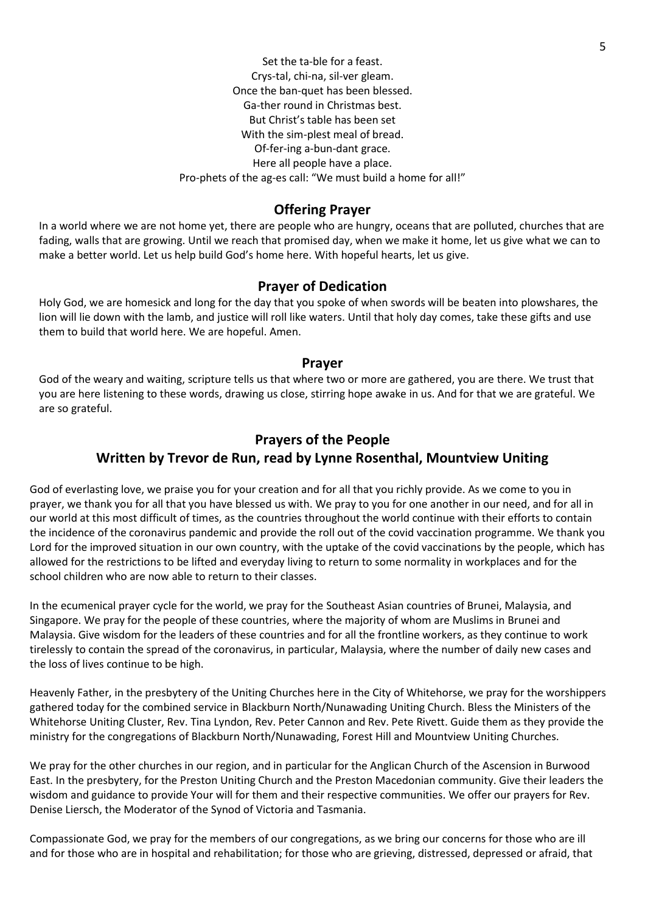Set the ta-ble for a feast.  
Crys-tal, chi-na, sil-ver gleam.  
Once the ban-quet has been blessed.  
Ga-ther round in Christmas best.  
But Christ's table has been set  
With the sim-plest meal of bread.  
Of-fer-ing a-bun-dant grace.  
Here all people have a place.  
Pro-phets of the ag-es call: "We must build a home for all!"

## Offering Prayer

In a world where we are not home yet, there are people who are hungry, oceans that are polluted, churches that are fading, walls that are growing. Until we reach that promised day, when we make it home, let us give what we can to make a better world. Let us help build God's home here. With hopeful hearts, let us give.

## Prayer of Dedication

Holy God, we are homesick and long for the day that you spoke of when swords will be beaten into plowshares, the lion will lie down with the lamb, and justice will roll like waters. Until that holy day comes, take these gifts and use them to build that world here. We are hopeful. Amen.

## Prayer

God of the weary and waiting, scripture tells us that where two or more are gathered, you are there. We trust that you are here listening to these words, drawing us close, stirring hope awake in us. And for that we are grateful. We are so grateful.

## Prayers of the People
## Written by Trevor de Run, read by Lynne Rosenthal, Mountview Uniting

God of everlasting love, we praise you for your creation and for all that you richly provide. As we come to you in prayer, we thank you for all that you have blessed us with. We pray to you for one another in our need, and for all in our world at this most difficult of times, as the countries throughout the world continue with their efforts to contain the incidence of the coronavirus pandemic and provide the roll out of the covid vaccination programme. We thank you Lord for the improved situation in our own country, with the uptake of the covid vaccinations by the people, which has allowed for the restrictions to be lifted and everyday living to return to some normality in workplaces and for the school children who are now able to return to their classes.

In the ecumenical prayer cycle for the world, we pray for the Southeast Asian countries of Brunei, Malaysia, and Singapore. We pray for the people of these countries, where the majority of whom are Muslims in Brunei and Malaysia. Give wisdom for the leaders of these countries and for all the frontline workers, as they continue to work tirelessly to contain the spread of the coronavirus, in particular, Malaysia, where the number of daily new cases and the loss of lives continue to be high.

Heavenly Father, in the presbytery of the Uniting Churches here in the City of Whitehorse, we pray for the worshippers gathered today for the combined service in Blackburn North/Nunawading Uniting Church. Bless the Ministers of the Whitehorse Uniting Cluster, Rev. Tina Lyndon, Rev. Peter Cannon and Rev. Pete Rivett. Guide them as they provide the ministry for the congregations of Blackburn North/Nunawading, Forest Hill and Mountview Uniting Churches.

We pray for the other churches in our region, and in particular for the Anglican Church of the Ascension in Burwood East. In the presbytery, for the Preston Uniting Church and the Preston Macedonian community. Give their leaders the wisdom and guidance to provide Your will for them and their respective communities. We offer our prayers for Rev. Denise Liersch, the Moderator of the Synod of Victoria and Tasmania.

Compassionate God, we pray for the members of our congregations, as we bring our concerns for those who are ill and for those who are in hospital and rehabilitation; for those who are grieving, distressed, depressed or afraid, that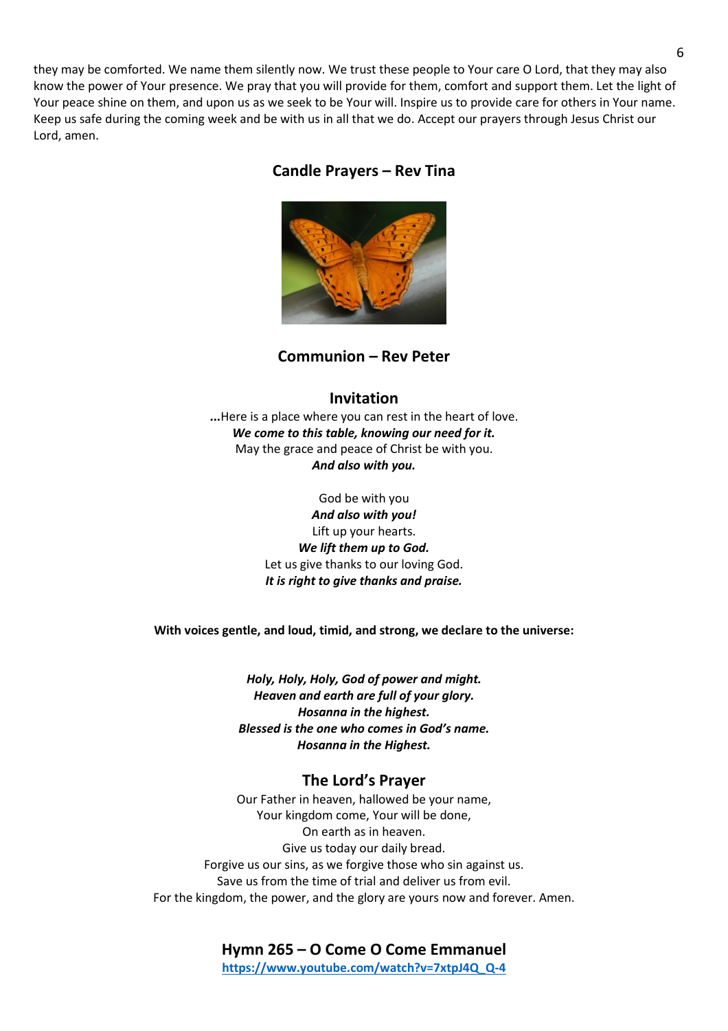they may be comforted. We name them silently now. We trust these people to Your care O Lord, that they may also know the power of Your presence. We pray that you will provide for them, comfort and support them. Let the light of Your peace shine on them, and upon us as we seek to be Your will. Inspire us to provide care for others in Your name. Keep us safe during the coming week and be with us in all that we do. Accept our prayers through Jesus Christ our Lord, amen.

## Candle Prayers – Rev Tina

## Communion – Rev Peter

### Invitation

**...**Here is a place where you can rest in the heart of love.
***We come to this table, knowing our need for it.***
May the grace and peace of Christ be with you.
***And also with you.***

God be with you
***And also with you!***
Lift up your hearts.
***We lift them up to God.***
Let us give thanks to our loving God.
***It is right to give thanks and praise.***

**With voices gentle, and loud, timid, and strong, we declare to the universe:**

***Holy, Holy, Holy, God of power and might.***
***Heaven and earth are full of your glory.***
***Hosanna in the highest.***
***Blessed is the one who comes in God's name.***
***Hosanna in the Highest.***

### The Lord's Prayer

Our Father in heaven, hallowed be your name,
Your kingdom come, Your will be done,
On earth as in heaven.
Give us today our daily bread.
Forgive us our sins, as we forgive those who sin against us.
Save us from the time of trial and deliver us from evil.
For the kingdom, the power, and the glory are yours now and forever. Amen.

## Hymn 265 – O Come O Come Emmanuel

**https://www.youtube.com/watch?v=7xtpJ4Q_Q-4**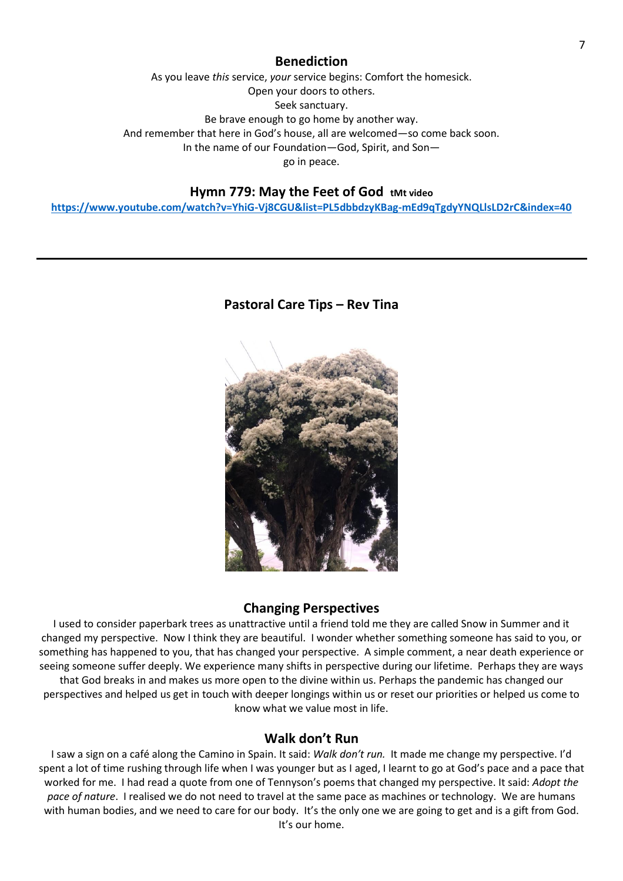## Benediction

As you leave *this* service, *your* service begins: Comfort the homesick.
Open your doors to others.
Seek sanctuary.
Be brave enough to go home by another way.
And remember that here in God's house, all are welcomed—so come back soon.
In the name of our Foundation—God, Spirit, and Son—
go in peace.

## Hymn 779: May the Feet of God **tMt video**

https://www.youtube.com/watch?v=YhiG-Vj8CGU&list=PL5dbbdzyKBag-mEd9qTgdyYNQLlsLD2rC&index=40

---

## Pastoral Care Tips – Rev Tina

### Changing Perspectives

I used to consider paperbark trees as unattractive until a friend told me they are called Snow in Summer and it changed my perspective. Now I think they are beautiful. I wonder whether something someone has said to you, or something has happened to you, that has changed your perspective. A simple comment, a near death experience or seeing someone suffer deeply. We experience many shifts in perspective during our lifetime. Perhaps they are ways that God breaks in and makes us more open to the divine within us. Perhaps the pandemic has changed our perspectives and helped us get in touch with deeper longings within us or reset our priorities or helped us come to know what we value most in life.

### Walk don't Run

I saw a sign on a café along the Camino in Spain. It said: *Walk don't run.* It made me change my perspective. I'd spent a lot of time rushing through life when I was younger but as I aged, I learnt to go at God's pace and a pace that worked for me. I had read a quote from one of Tennyson's poems that changed my perspective. It said: *Adopt the pace of nature*. I realised we do not need to travel at the same pace as machines or technology. We are humans with human bodies, and we need to care for our body. It's the only one we are going to get and is a gift from God. It's our home.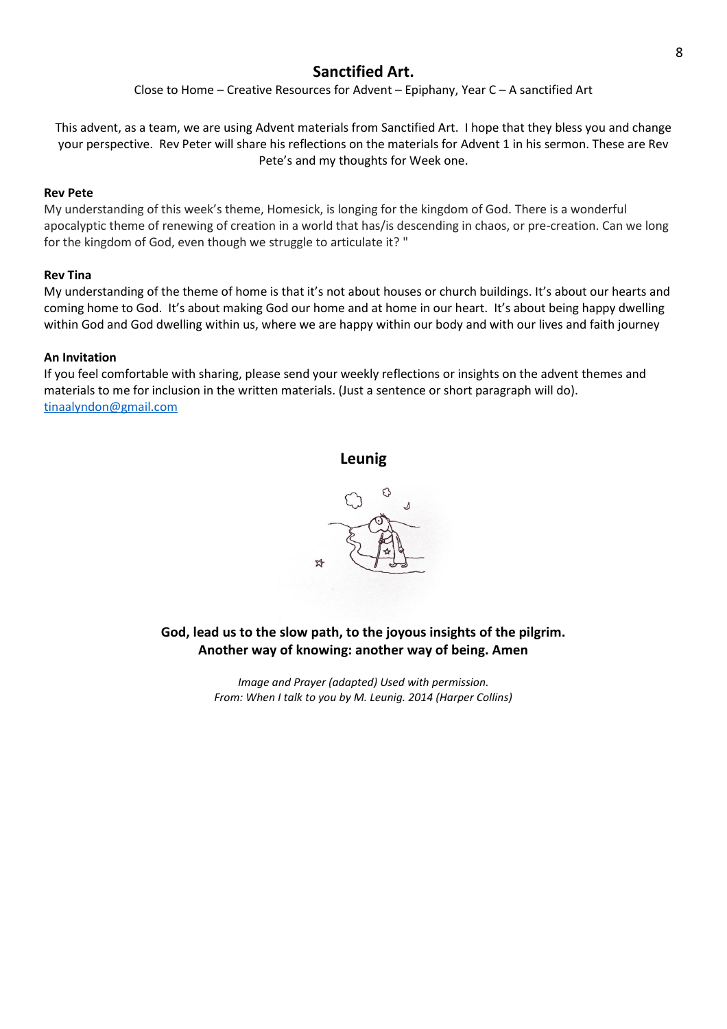## Sanctified Art.

Close to Home – Creative Resources for Advent – Epiphany, Year C – A sanctified Art

This advent, as a team, we are using Advent materials from Sanctified Art. I hope that they bless you and change your perspective. Rev Peter will share his reflections on the materials for Advent 1 in his sermon. These are Rev Pete's and my thoughts for Week one.

**Rev Pete**

My understanding of this week's theme, Homesick, is longing for the kingdom of God. There is a wonderful apocalyptic theme of renewing of creation in a world that has/is descending in chaos, or pre-creation. Can we long for the kingdom of God, even though we struggle to articulate it? "

**Rev Tina**

My understanding of the theme of home is that it's not about houses or church buildings. It's about our hearts and coming home to God. It's about making God our home and at home in our heart. It's about being happy dwelling within God and God dwelling within us, where we are happy within our body and with our lives and faith journey

**An Invitation**

If you feel comfortable with sharing, please send your weekly reflections or insights on the advent themes and materials to me for inclusion in the written materials. (Just a sentence or short paragraph will do). tinaalyndon@gmail.com

## Leunig

**God, lead us to the slow path, to the joyous insights of the pilgrim.**
**Another way of knowing: another way of being. Amen**

*Image and Prayer (adapted) Used with permission.*
*From: When I talk to you by M. Leunig. 2014 (Harper Collins)*